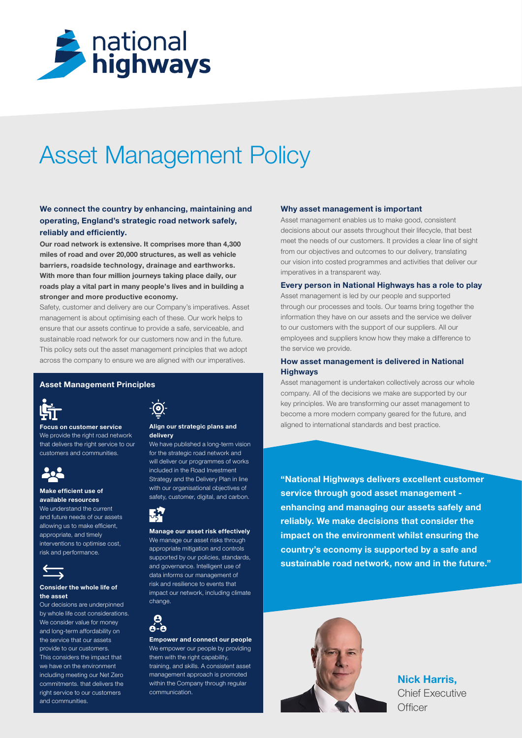# Asset Management Policy

**We connect the country by enhancing, maintaining and operating, England's strategic road network safely, reliably and efficiently.**

**Our road network is extensive. It comprises more than 4,300 miles of road and over 20,000 structures, as well as vehicle barriers, roadside technology, drainage and earthworks. With more than four million journeys taking place daily, our roads play a vital part in many people's lives and in building a stronger and more productive economy.**

Safety, customer and delivery are our Company's imperatives. Asset management is about optimising each of these. Our work helps to ensure that our assets continue to provide a safe, serviceable, and sustainable road network for our customers now and in the future. This policy sets out the asset management principles that we adopt across the company to ensure we are aligned with our imperatives.

## Asset Management Principles

**Focus on customer service**
We provide the right road network that delivers the right service to our customers and communities.

**Make efficient use of available resources**
We understand the current and future needs of our assets allowing us to make efficient, appropriate, and timely interventions to optimise cost, risk and performance.

**Consider the whole life of the asset**
Our decisions are underpinned by whole life cost considerations. We consider value for money and long-term affordability on the service that our assets provide to our customers. This considers the impact that we have on the environment including meeting our Net Zero commitments. that delivers the right service to our customers and communities.

**Align our strategic plans and delivery**
We have published a long-term vision for the strategic road network and will deliver our programmes of works included in the Road Investment Strategy and the Delivery Plan in line with our organisational objectives of safety, customer, digital, and carbon.

**Manage our asset risk effectively**
We manage our asset risks through appropriate mitigation and controls supported by our policies, standards, and governance. Intelligent use of data informs our management of risk and resilience to events that impact our network, including climate change.

**Empower and connect our people**
We empower our people by providing them with the right capability, training, and skills. A consistent asset management approach is promoted within the Company through regular communication.

### Why asset management is important

Asset management enables us to make good, consistent decisions about our assets throughout their lifecycle, that best meet the needs of our customers. It provides a clear line of sight from our objectives and outcomes to our delivery, translating our vision into costed programmes and activities that deliver our imperatives in a transparent way.

### Every person in National Highways has a role to play

Asset management is led by our people and supported through our processes and tools. Our teams bring together the information they have on our assets and the service we deliver to our customers with the support of our suppliers. All our employees and suppliers know how they make a difference to the service we provide.

### How asset management is delivered in National Highways

Asset management is undertaken collectively across our whole company. All of the decisions we make are supported by our key principles. We are transforming our asset management to become a more modern company geared for the future, and aligned to international standards and best practice.

**"National Highways delivers excellent customer service through good asset management - enhancing and managing our assets safely and reliably. We make decisions that consider the impact on the environment whilst ensuring the country's economy is supported by a safe and sustainable road network, now and in the future."**

**Nick Harris,**
Chief Executive Officer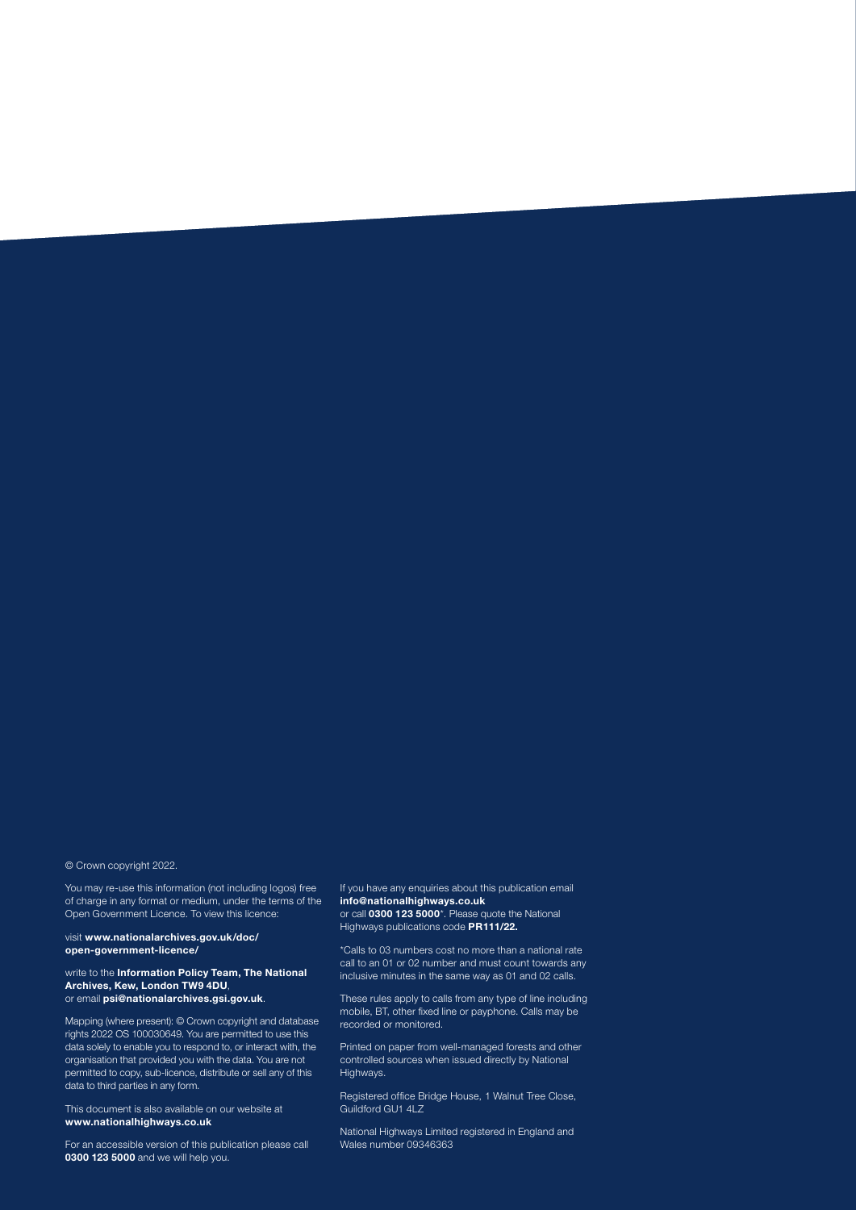© Crown copyright 2022.

You may re-use this information (not including logos) free of charge in any format or medium, under the terms of the Open Government Licence. To view this licence:

visit **www.nationalarchives.gov.uk/doc/open-government-licence/**

write to the **Information Policy Team, The National Archives, Kew, London TW9 4DU**, or email **psi@nationalarchives.gsi.gov.uk**.

Mapping (where present): © Crown copyright and database rights 2022 OS 100030649. You are permitted to use this data solely to enable you to respond to, or interact with, the organisation that provided you with the data. You are not permitted to copy, sub-licence, distribute or sell any of this data to third parties in any form.

This document is also available on our website at **www.nationalhighways.co.uk**

For an accessible version of this publication please call **0300 123 5000** and we will help you.

If you have any enquiries about this publication email **info@nationalhighways.co.uk** or call **0300 123 5000***. Please quote the National Highways publications code **PR111/22.**

*Calls to 03 numbers cost no more than a national rate call to an 01 or 02 number and must count towards any inclusive minutes in the same way as 01 and 02 calls.

These rules apply to calls from any type of line including mobile, BT, other fixed line or payphone. Calls may be recorded or monitored.

Printed on paper from well-managed forests and other controlled sources when issued directly by National Highways.

Registered office Bridge House, 1 Walnut Tree Close, Guildford GU1 4LZ

National Highways Limited registered in England and Wales number 09346363